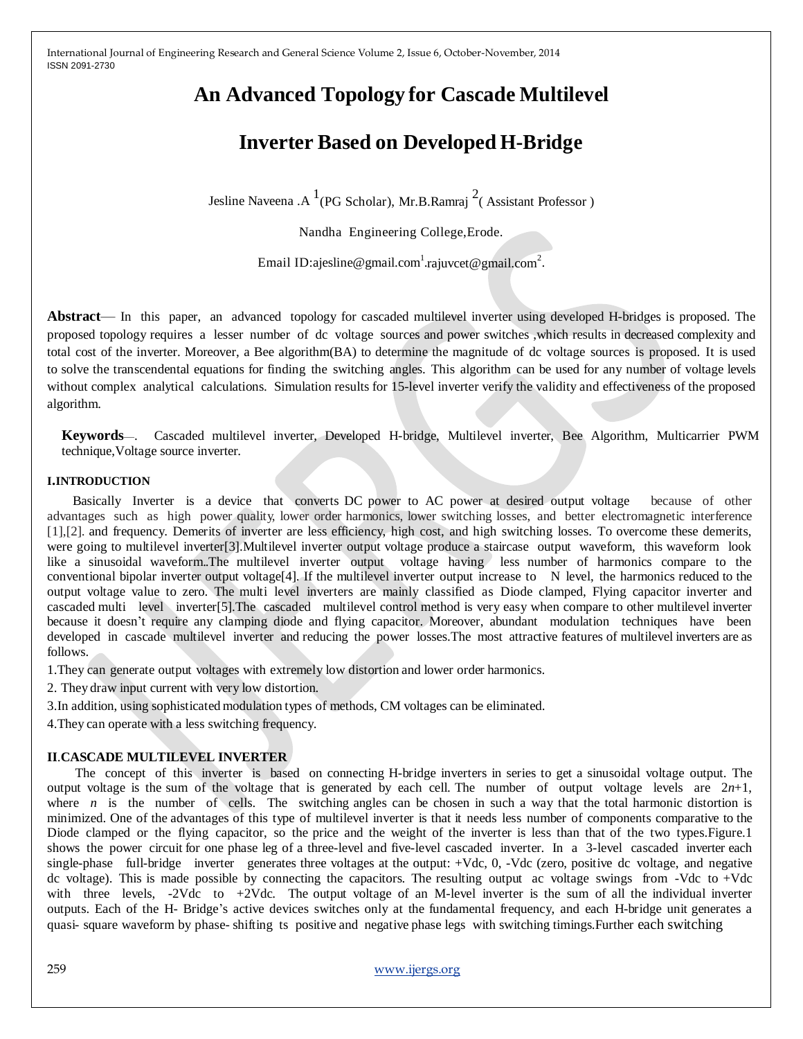# An Advanced Topology for Cascade Multilevel Inverter Based on Developed H-Bridge

Jesline Naveena .A [1](PG Scholar), Mr.B.Ramraj [2]( Assistant Professor )

Nandha Engineering College,Erode.

Email ID:ajesline@gmail.com[1].rajuvcet@gmail.com[2].

**Abstract**— In this paper, an advanced topology for cascaded multilevel inverter using developed H-bridges is proposed. The proposed topology requires a lesser number of dc voltage sources and power switches ,which results in decreased complexity and total cost of the inverter. Moreover, a Bee algorithm(BA) to determine the magnitude of dc voltage sources is proposed. It is used to solve the transcendental equations for finding the switching angles. This algorithm can be used for any number of voltage levels without complex analytical calculations. Simulation results for 15-level inverter verify the validity and effectiveness of the proposed algorithm.

**Keywords**—. Cascaded multilevel inverter, Developed H-bridge, Multilevel inverter, Bee Algorithm, Multicarrier PWM technique,Voltage source inverter.

## I.INTRODUCTION

Basically Inverter is a device that converts DC power to AC power at desired output voltage because of other advantages such as high power quality, lower order harmonics, lower switching losses, and better electromagnetic interference [1],[2]. and frequency. Demerits of inverter are less efficiency, high cost, and high switching losses. To overcome these demerits, were going to multilevel inverter[3].Multilevel inverter output voltage produce a staircase output waveform, this waveform look like a sinusoidal waveform..The multilevel inverter output voltage having less number of harmonics compare to the conventional bipolar inverter output voltage[4]. If the multilevel inverter output increase to N level, the harmonics reduced to the output voltage value to zero. The multi level inverters are mainly classified as Diode clamped, Flying capacitor inverter and cascaded multi level inverter[5].The cascaded multilevel control method is very easy when compare to other multilevel inverter because it doesn't require any clamping diode and flying capacitor. Moreover, abundant modulation techniques have been developed in cascade multilevel inverter and reducing the power losses.The most attractive features of multilevel inverters are as follows.

1.They can generate output voltages with extremely low distortion and lower order harmonics.

2. They draw input current with very low distortion.

3.In addition, using sophisticated modulation types of methods, CM voltages can be eliminated.

4.They can operate with a less switching frequency.

## II.CASCADE MULTILEVEL INVERTER

The concept of this inverter is based on connecting H-bridge inverters in series to get a sinusoidal voltage output. The output voltage is the sum of the voltage that is generated by each cell. The number of output voltage levels are $2n+1$, where $n$ is the number of cells. The switching angles can be chosen in such a way that the total harmonic distortion is minimized. One of the advantages of this type of multilevel inverter is that it needs less number of components comparative to the Diode clamped or the flying capacitor, so the price and the weight of the inverter is less than that of the two types.Figure.1 shows the power circuit for one phase leg of a three-level and five-level cascaded inverter. In a 3-level cascaded inverter each single-phase full-bridge inverter generates three voltages at the output: +Vdc, 0, -Vdc (zero, positive dc voltage, and negative dc voltage). This is made possible by connecting the capacitors. The resulting output ac voltage swings from -Vdc to +Vdc with three levels, -2Vdc to +2Vdc. The output voltage of an M-level inverter is the sum of all the individual inverter outputs. Each of the H- Bridge's active devices switches only at the fundamental frequency, and each H-bridge unit generates a quasi- square waveform by phase- shifting ts positive and negative phase legs with switching timings.Further each switching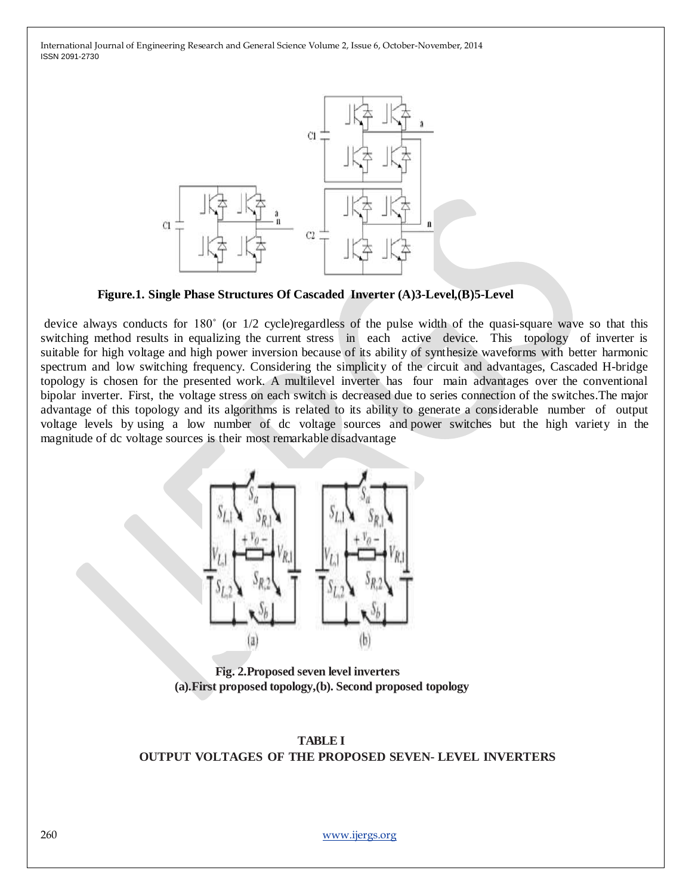**Figure.1. Single Phase Structures Of Cascaded Inverter (A)3-Level,(B)5-Level**

device always conducts for 180˚ (or 1/2 cycle)regardless of the pulse width of the quasi-square wave so that this switching method results in equalizing the current stress in each active device. This topology of inverter is suitable for high voltage and high power inversion because of its ability of synthesize waveforms with better harmonic spectrum and low switching frequency. Considering the simplicity of the circuit and advantages, Cascaded H-bridge topology is chosen for the presented work. A multilevel inverter has four main advantages over the conventional bipolar inverter. First, the voltage stress on each switch is decreased due to series connection of the switches.The major advantage of this topology and its algorithms is related to its ability to generate a considerable number of output voltage levels by using a low number of dc voltage sources and power switches but the high variety in the magnitude of dc voltage sources is their most remarkable disadvantage

**Fig. 2.Proposed seven level inverters**
**(a).First proposed topology,(b). Second proposed topology**

**TABLE I**
**OUTPUT VOLTAGES OF THE PROPOSED SEVEN- LEVEL INVERTERS**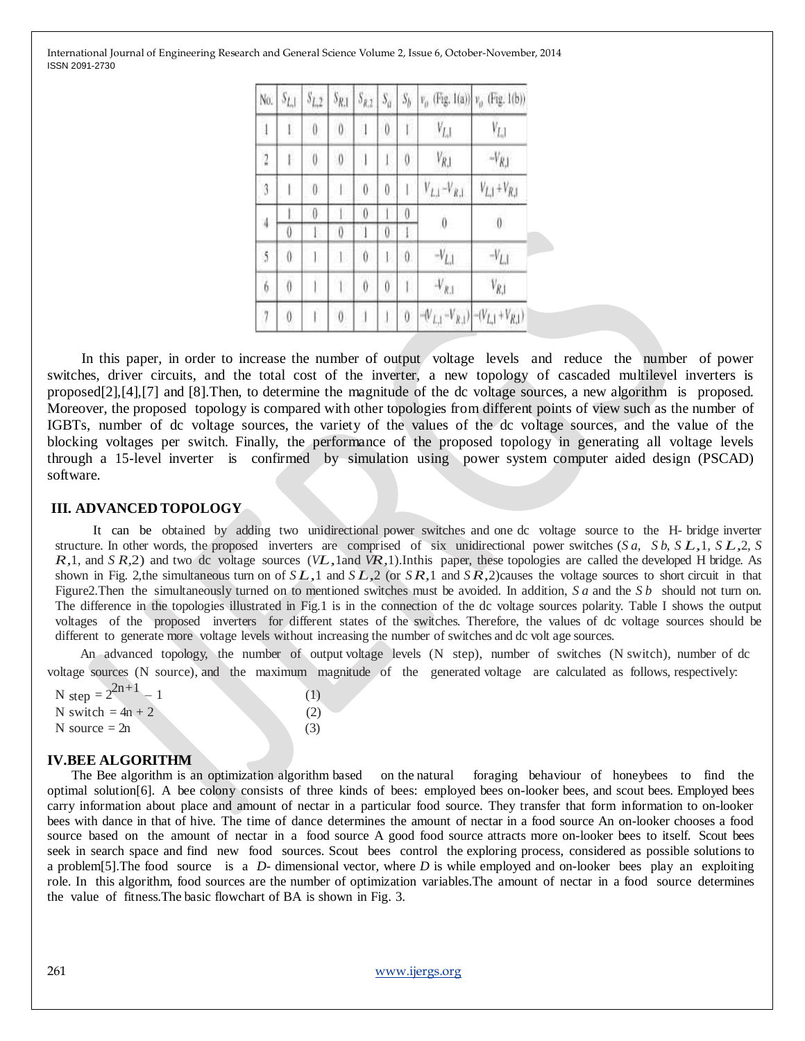| No. | $S_{L,1}$ | $S_{L,2}$ | $S_{R,1}$ | $S_{R,2}$ | $S_a$ | $S_b$ | $v_o$ (Fig. 1(a)) | $v_o$ (Fig. 1(b)) |
|---|---|---|---|---|---|---|---|---|
| 1 | 1 | 0 | 0 | 1 | 0 | 1 | $V_{L,1}$ | $V_{L,1}$ |
| 2 | 1 | 0 | 0 | 1 | 1 | 0 | $V_{R,1}$ | $-V_{R,1}$ |
| 3 | 1 | 0 | 1 | 0 | 0 | 1 | $V_{L,1}-V_{R,1}$ | $V_{L,1}+V_{R,1}$ |
| 4 | 1 | 0 | 1 | 0 | 1 | 0 | 0 | 0 |
|  | 0 | 1 | 0 | 1 | 0 | 1 |  |  |
| 5 | 0 | 1 | 1 | 0 | 1 | 0 | $-V_{L,1}$ | $-V_{L,1}$ |
| 6 | 0 | 1 | 1 | 0 | 0 | 1 | $-V_{R,1}$ | $V_{R,1}$ |
| 7 | 0 | 1 | 0 | 1 | 1 | 0 | $-(V_{L,1}-V_{R,1})$ | $-(V_{L,1}+V_{R,1})$ |

In this paper, in order to increase the number of output voltage levels and reduce the number of power switches, driver circuits, and the total cost of the inverter, a new topology of cascaded multilevel inverters is proposed[2],[4],[7] and [8].Then, to determine the magnitude of the dc voltage sources, a new algorithm is proposed. Moreover, the proposed topology is compared with other topologies from different points of view such as the number of IGBTs, number of dc voltage sources, the variety of the values of the dc voltage sources, and the value of the blocking voltages per switch. Finally, the performance of the proposed topology in generating all voltage levels through a 15-level inverter is confirmed by simulation using power system computer aided design (PSCAD) software.

## III. ADVANCED TOPOLOGY

It can be obtained by adding two unidirectional power switches and one dc voltage source to the H- bridge inverter structure. In other words, the proposed inverters are comprised of six unidirectional power switches ($S_a$, $S_b$, $S_{L,1}$, $S_{L,2}$, $S_{R,1}$, and $S_{R,2}$) and two dc voltage sources ($V_{L,1}$ and $V_{R,1}$).Inthis paper, these topologies are called the developed H bridge. As shown in Fig. 2,the simultaneous turn on of $S_{L,1}$ and $S_{L,2}$ (or $S_{R,1}$ and $S_{R,2}$)causes the voltage sources to short circuit in that Figure2.Then the simultaneously turned on to mentioned switches must be avoided. In addition, $S_a$ and the $S_b$ should not turn on. The difference in the topologies illustrated in Fig.1 is in the connection of the dc voltage sources polarity. Table I shows the output voltages of the proposed inverters for different states of the switches. Therefore, the values of dc voltage sources should be different to generate more voltage levels without increasing the number of switches and dc volt age sources.

An advanced topology, the number of output voltage levels (N step), number of switches (N switch), number of dc voltage sources (N source), and the maximum magnitude of the generated voltage are calculated as follows, respectively:

$$N_{step} = 2^{2n+1} - 1 \quad (1)$$

$$N_{switch} = 4n + 2 \quad (2)$$

$$N_{source} = 2n \quad (3)$$

## IV.BEE ALGORITHM

The Bee algorithm is an optimization algorithm based on the natural foraging behaviour of honeybees to find the optimal solution[6]. A bee colony consists of three kinds of bees: employed bees on-looker bees, and scout bees. Employed bees carry information about place and amount of nectar in a particular food source. They transfer that form information to on-looker bees with dance in that of hive. The time of dance determines the amount of nectar in a food source An on-looker chooses a food source based on the amount of nectar in a food source A good food source attracts more on-looker bees to itself. Scout bees seek in search space and find new food sources. Scout bees control the exploring process, considered as possible solutions to a problem[5].The food source is a *D*- dimensional vector, where *D* is while employed and on-looker bees play an exploiting role. In this algorithm, food sources are the number of optimization variables.The amount of nectar in a food source determines the value of fitness.The basic flowchart of BA is shown in Fig. 3.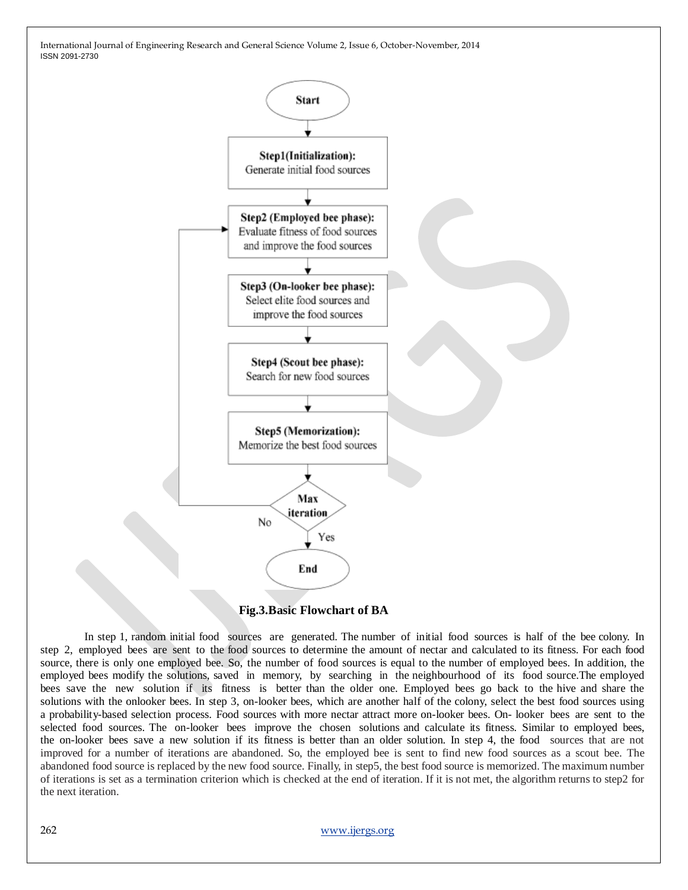Fig.3.Basic Flowchart of BA

In step 1, random initial food sources are generated. The number of initial food sources is half of the bee colony. In step 2, employed bees are sent to the food sources to determine the amount of nectar and calculated to its fitness. For each food source, there is only one employed bee. So, the number of food sources is equal to the number of employed bees. In addition, the employed bees modify the solutions, saved in memory, by searching in the neighbourhood of its food source.The employed bees save the new solution if its fitness is better than the older one. Employed bees go back to the hive and share the solutions with the onlooker bees. In step 3, on-looker bees, which are another half of the colony, select the best food sources using a probability-based selection process. Food sources with more nectar attract more on-looker bees. On- looker bees are sent to the selected food sources. The on-looker bees improve the chosen solutions and calculate its fitness. Similar to employed bees, the on-looker bees save a new solution if its fitness is better than an older solution. In step 4, the food sources that are not improved for a number of iterations are abandoned. So, the employed bee is sent to find new food sources as a scout bee. The abandoned food source is replaced by the new food source. Finally, in step5, the best food source is memorized. The maximum number of iterations is set as a termination criterion which is checked at the end of iteration. If it is not met, the algorithm returns to step2 for the next iteration.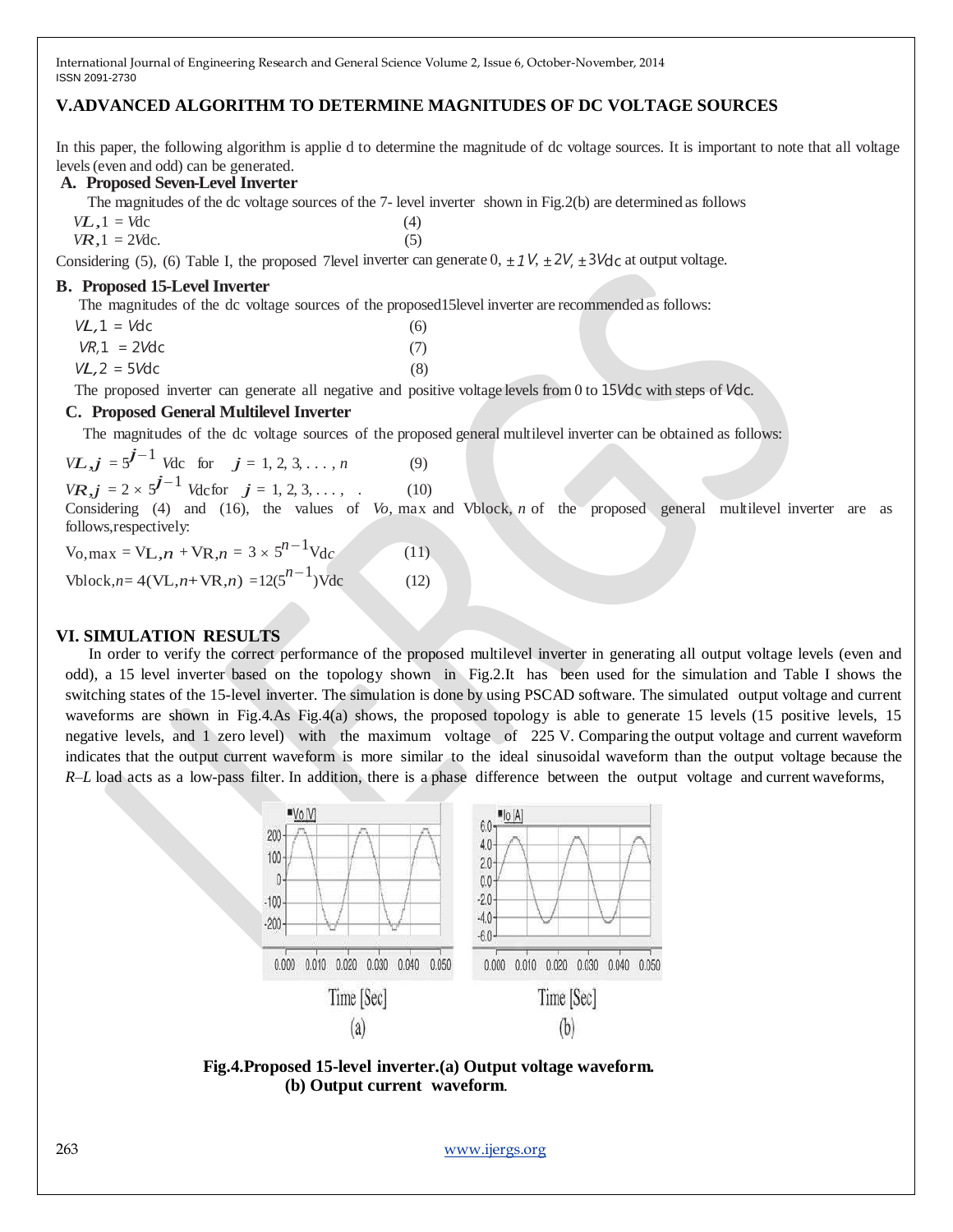## V.ADVANCED ALGORITHM TO DETERMINE MAGNITUDES OF DC VOLTAGE SOURCES

In this paper, the following algorithm is applie d to determine the magnitude of dc voltage sources. It is important to note that all voltage levels (even and odd) can be generated.

### A. Proposed Seven-Level Inverter

The magnitudes of the dc voltage sources of the 7- level inverter shown in Fig.2(b) are determined as follows

$$V_{L,1} = V_{dc} \quad (4)$$

$$V_{R,1} = 2V_{dc}. \quad (5)$$

Considering (5), (6) Table I, the proposed 7level inverter can generate 0, $\pm 1V$, $\pm 2V$, $\pm 3V_{dc}$ at output voltage.

### B. Proposed 15-Level Inverter

The magnitudes of the dc voltage sources of the proposed15level inverter are recommended as follows:

$$V_{L,1} = V_{dc} \quad (6)$$

$$V_{R,1} = 2V_{dc} \quad (7)$$

$$V_{L,2} = 5V_{dc} \quad (8)$$

The proposed inverter can generate all negative and positive voltage levels from 0 to $15V_{dc}$ with steps of $V_{dc}$.

### C. Proposed General Multilevel Inverter

The magnitudes of the dc voltage sources of the proposed general multilevel inverter can be obtained as follows:

$$V_{L,j} = 5^{j-1} V_{dc} \quad \text{for} \quad j = 1, 2, 3, \ldots, n \quad (9)$$

$$V_{R,j} = 2 \times 5^{j-1} V_{dc} \text{for} \quad j = 1, 2, 3, \ldots, \quad . \quad (10)$$

Considering (4) and (16), the values of $V_o$, max and $V_{block}$, $n$ of the proposed general multilevel inverter are as follows,respectively:

$$V_{o,max} = V_{L,n} + V_{R,n} = 3 \times 5^{n-1} V_{dc} \quad (11)$$

$$V_{block,n} = 4(V_{L,n} + V_{R,n}) = 12(5^{n-1}) V_{dc} \quad (12)$$

## VI. SIMULATION RESULTS

In order to verify the correct performance of the proposed multilevel inverter in generating all output voltage levels (even and odd), a 15 level inverter based on the topology shown in Fig.2.It has been used for the simulation and Table I shows the switching states of the 15-level inverter. The simulation is done by using PSCAD software. The simulated output voltage and current waveforms are shown in Fig.4.As Fig.4(a) shows, the proposed topology is able to generate 15 levels (15 positive levels, 15 negative levels, and 1 zero level) with the maximum voltage of 225 V. Comparing the output voltage and current waveform indicates that the output current waveform is more similar to the ideal sinusoidal waveform than the output voltage because the *R–L* load acts as a low-pass filter. In addition, there is a phase difference between the output voltage and current waveforms,

**Fig.4.Proposed 15-level inverter.(a) Output voltage waveform. (b) Output current waveform.**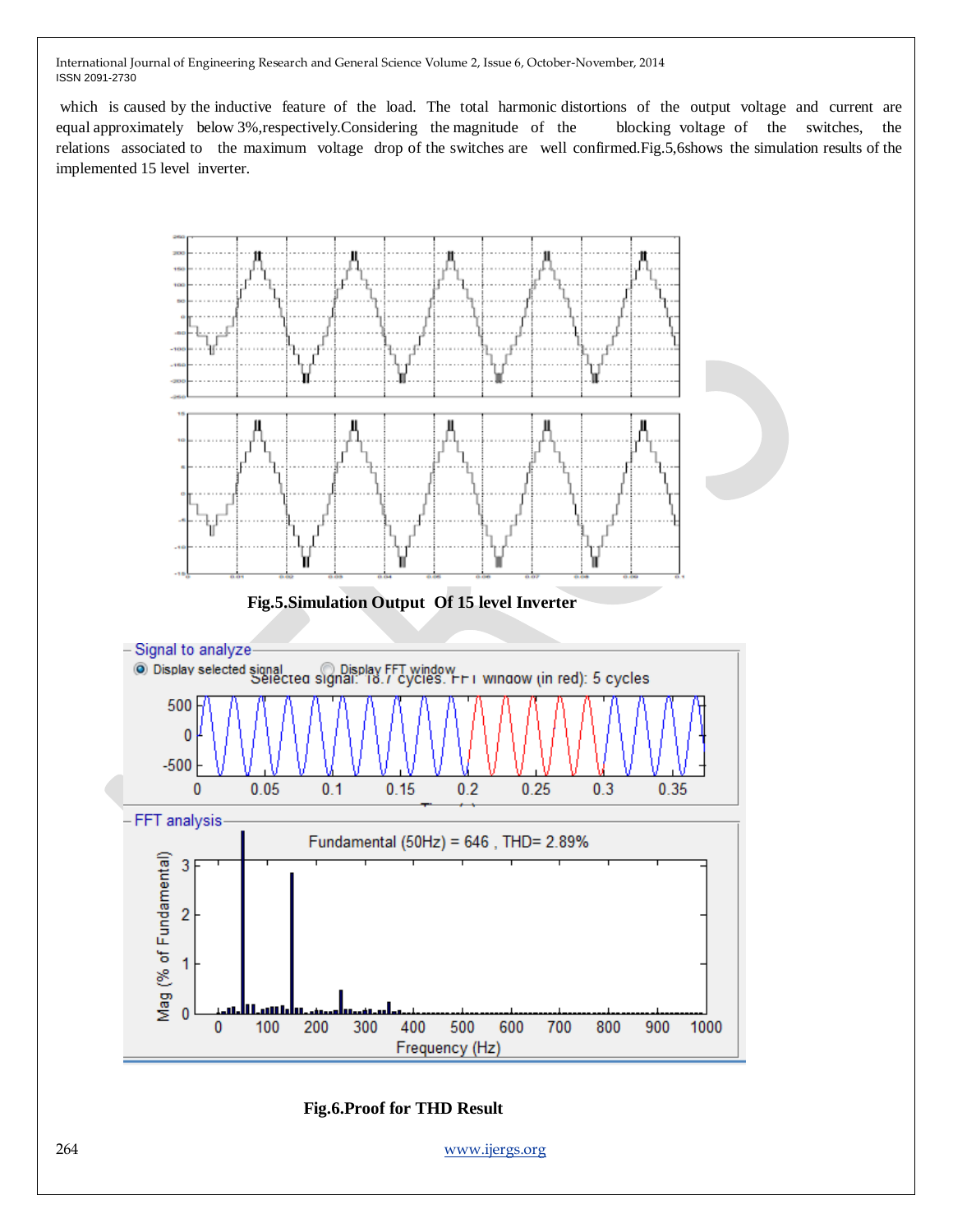which is caused by the inductive feature of the load. The total harmonic distortions of the output voltage and current are equal approximately below 3%,respectively.Considering the magnitude of the blocking voltage of the switches, the relations associated to the maximum voltage drop of the switches are well confirmed.Fig.5,6shows the simulation results of the implemented 15 level inverter.

**Fig.5.Simulation Output Of 15 level Inverter**

**Fig.6.Proof for THD Result**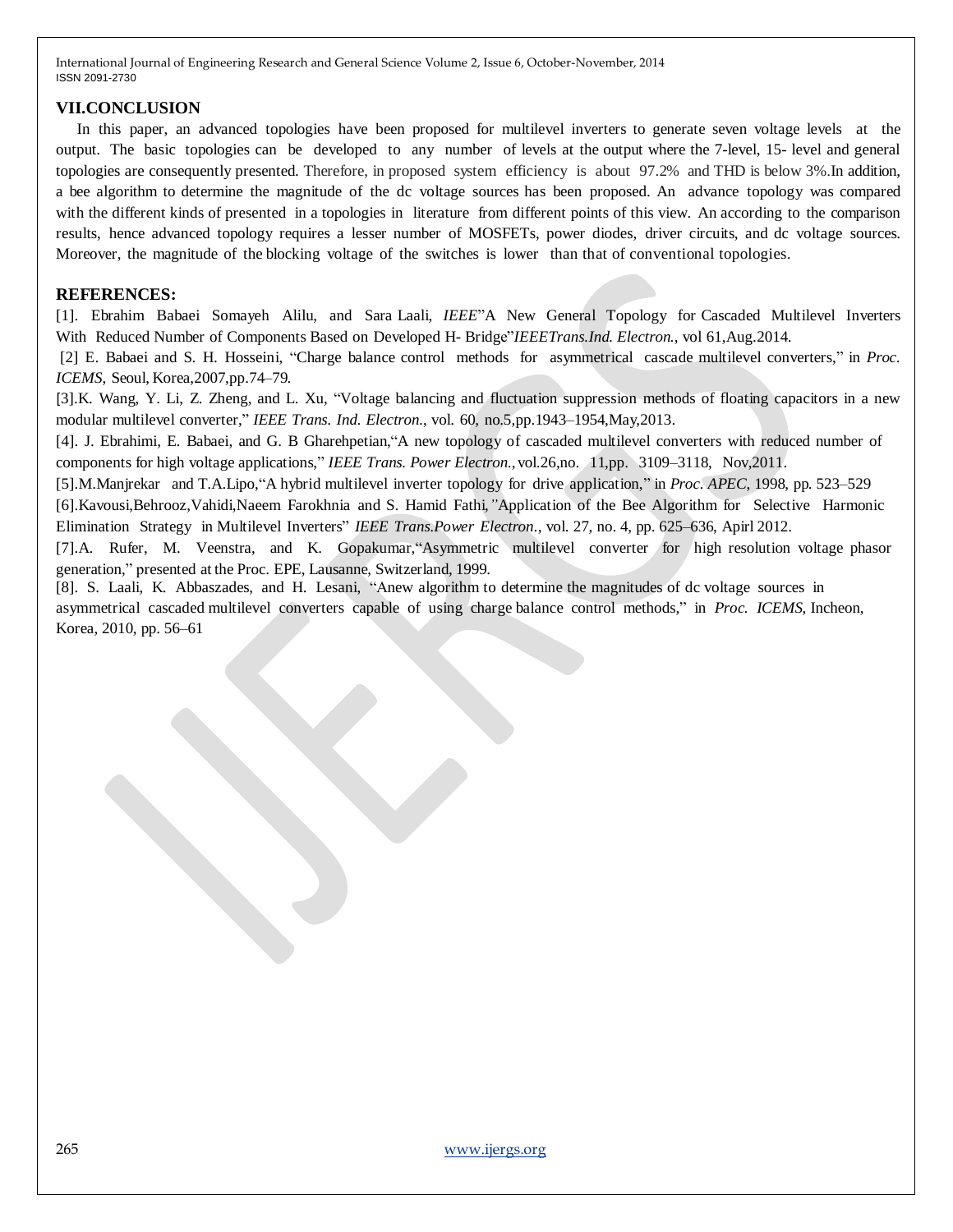## VII.CONCLUSION

In this paper, an advanced topologies have been proposed for multilevel inverters to generate seven voltage levels at the output. The basic topologies can be developed to any number of levels at the output where the 7-level, 15- level and general topologies are consequently presented. Therefore, in proposed system efficiency is about 97.2% and THD is below 3%.In addition, a bee algorithm to determine the magnitude of the dc voltage sources has been proposed. An advance topology was compared with the different kinds of presented in a topologies in literature from different points of this view. An according to the comparison results, hence advanced topology requires a lesser number of MOSFETs, power diodes, driver circuits, and dc voltage sources. Moreover, the magnitude of the blocking voltage of the switches is lower than that of conventional topologies.

## REFERENCES:

[1]. Ebrahim Babaei Somayeh Alilu, and Sara Laali, *IEEE*"A New General Topology for Cascaded Multilevel Inverters With Reduced Number of Components Based on Developed H- Bridge"*IEEETrans.Ind. Electron.*, vol 61,Aug.2014.

[2] E. Babaei and S. H. Hosseini, "Charge balance control methods for asymmetrical cascade multilevel converters," in *Proc. ICEMS*, Seoul, Korea,2007,pp.74–79.

[3].K. Wang, Y. Li, Z. Zheng, and L. Xu, "Voltage balancing and fluctuation suppression methods of floating capacitors in a new modular multilevel converter," *IEEE Trans. Ind. Electron.*, vol. 60, no.5,pp.1943–1954,May,2013.

[4]. J. Ebrahimi, E. Babaei, and G. B Gharehpetian,"A new topology of cascaded multilevel converters with reduced number of components for high voltage applications," *IEEE Trans. Power Electron.*, vol.26,no. 11,pp. 3109–3118, Nov,2011.

[5].M.Manjrekar and T.A.Lipo,"A hybrid multilevel inverter topology for drive application," in *Proc. APEC*, 1998, pp. 523–529

[6].Kavousi,Behrooz,Vahidi,Naeem Farokhnia and S. Hamid Fathi,"Application of the Bee Algorithm for Selective Harmonic Elimination Strategy in Multilevel Inverters" *IEEE Trans.Power Electron.*, vol. 27, no. 4, pp. 625–636, Apirl 2012.

[7].A. Rufer, M. Veenstra, and K. Gopakumar,"Asymmetric multilevel converter for high resolution voltage phasor generation," presented at the Proc. EPE, Lausanne, Switzerland, 1999.

[8]. S. Laali, K. Abbaszades, and H. Lesani, "Anew algorithm to determine the magnitudes of dc voltage sources in asymmetrical cascaded multilevel converters capable of using charge balance control methods," in *Proc. ICEMS*, Incheon, Korea, 2010, pp. 56–61